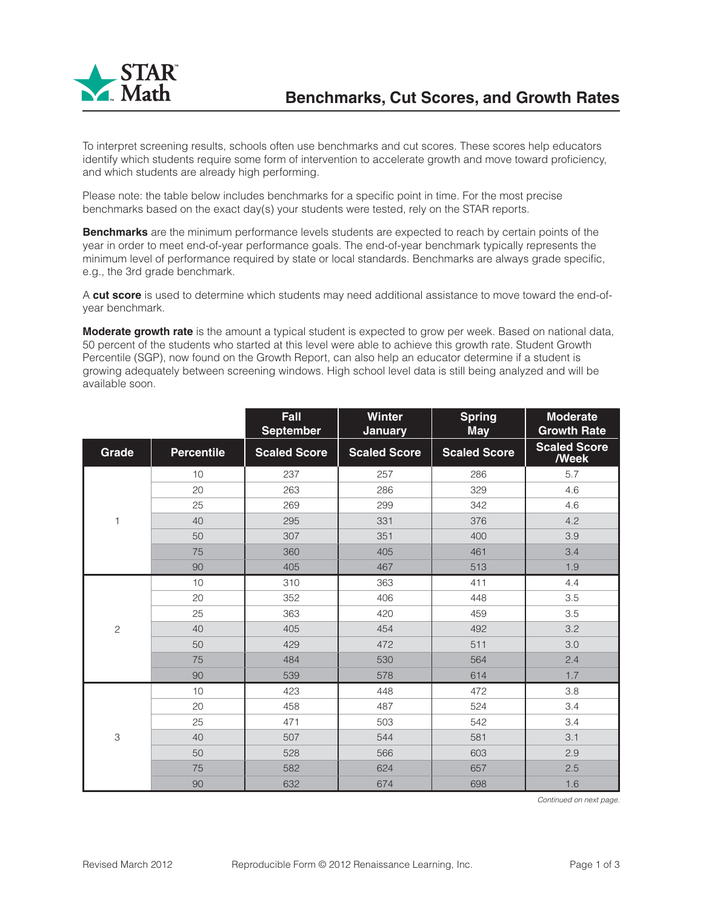STAR Math

# Benchmarks, Cut Scores, and Growth Rates

To interpret screening results, schools often use benchmarks and cut scores. These scores help educators identify which students require some form of intervention to accelerate growth and move toward proficiency, and which students are already high performing.

Please note: the table below includes benchmarks for a specific point in time. For the most precise benchmarks based on the exact day(s) your students were tested, rely on the STAR reports.

**Benchmarks** are the minimum performance levels students are expected to reach by certain points of the year in order to meet end-of-year performance goals. The end-of-year benchmark typically represents the minimum level of performance required by state or local standards. Benchmarks are always grade specific, e.g., the 3rd grade benchmark.

A **cut score** is used to determine which students may need additional assistance to move toward the end-of-year benchmark.

**Moderate growth rate** is the amount a typical student is expected to grow per week. Based on national data, 50 percent of the students who started at this level were able to achieve this growth rate. Student Growth Percentile (SGP), now found on the Growth Report, can also help an educator determine if a student is growing adequately between screening windows. High school level data is still being analyzed and will be available soon.

| | | Fall September | Winter January | Spring May | Moderate Growth Rate |
|---|---|---|---|---|---|
| **Grade** | **Percentile** | **Scaled Score** | **Scaled Score** | **Scaled Score** | **Scaled Score /Week** |
| 1 | 10 | 237 | 257 | 286 | 5.7 |
| | 20 | 263 | 286 | 329 | 4.6 |
| | 25 | 269 | 299 | 342 | 4.6 |
| | 40 | 295 | 331 | 376 | 4.2 |
| | 50 | 307 | 351 | 400 | 3.9 |
| | 75 | 360 | 405 | 461 | 3.4 |
| | 90 | 405 | 467 | 513 | 1.9 |
| 2 | 10 | 310 | 363 | 411 | 4.4 |
| | 20 | 352 | 406 | 448 | 3.5 |
| | 25 | 363 | 420 | 459 | 3.5 |
| | 40 | 405 | 454 | 492 | 3.2 |
| | 50 | 429 | 472 | 511 | 3.0 |
| | 75 | 484 | 530 | 564 | 2.4 |
| | 90 | 539 | 578 | 614 | 1.7 |
| 3 | 10 | 423 | 448 | 472 | 3.8 |
| | 20 | 458 | 487 | 524 | 3.4 |
| | 25 | 471 | 503 | 542 | 3.4 |
| | 40 | 507 | 544 | 581 | 3.1 |
| | 50 | 528 | 566 | 603 | 2.9 |
| | 75 | 582 | 624 | 657 | 2.5 |
| | 90 | 632 | 674 | 698 | 1.6 |

*Continued on next page.*

Revised March 2012 Reproducible Form © 2012 Renaissance Learning, Inc.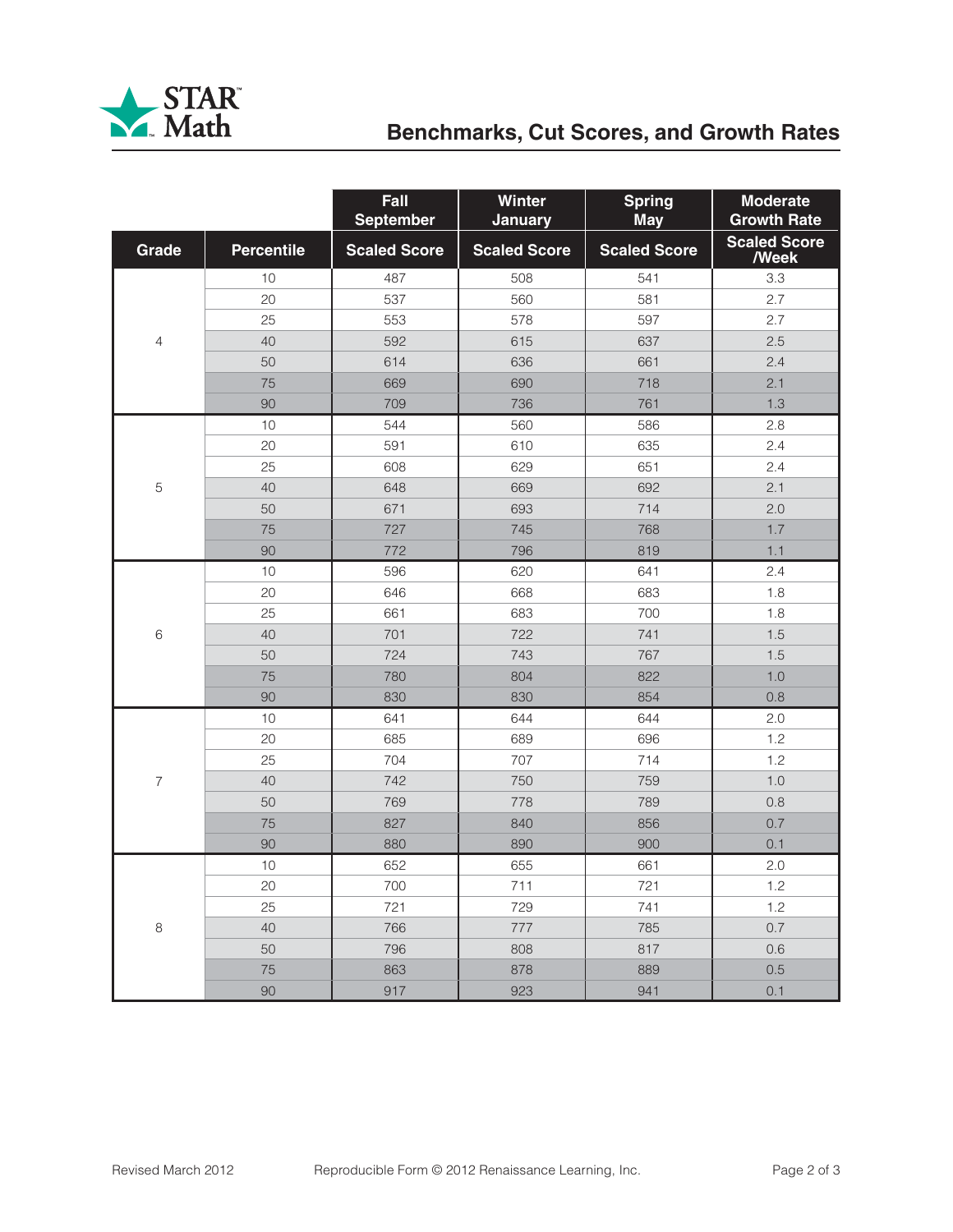# Benchmarks, Cut Scores, and Growth Rates

| | | Fall September | Winter January | Spring May | Moderate Growth Rate |
|---|---|---|---|---|---|
| **Grade** | **Percentile** | **Scaled Score** | **Scaled Score** | **Scaled Score** | **Scaled Score /Week** |
| 4 | 10 | 487 | 508 | 541 | 3.3 |
| | 20 | 537 | 560 | 581 | 2.7 |
| | 25 | 553 | 578 | 597 | 2.7 |
| | 40 | 592 | 615 | 637 | 2.5 |
| | 50 | 614 | 636 | 661 | 2.4 |
| | 75 | 669 | 690 | 718 | 2.1 |
| | 90 | 709 | 736 | 761 | 1.3 |
| 5 | 10 | 544 | 560 | 586 | 2.8 |
| | 20 | 591 | 610 | 635 | 2.4 |
| | 25 | 608 | 629 | 651 | 2.4 |
| | 40 | 648 | 669 | 692 | 2.1 |
| | 50 | 671 | 693 | 714 | 2.0 |
| | 75 | 727 | 745 | 768 | 1.7 |
| | 90 | 772 | 796 | 819 | 1.1 |
| 6 | 10 | 596 | 620 | 641 | 2.4 |
| | 20 | 646 | 668 | 683 | 1.8 |
| | 25 | 661 | 683 | 700 | 1.8 |
| | 40 | 701 | 722 | 741 | 1.5 |
| | 50 | 724 | 743 | 767 | 1.5 |
| | 75 | 780 | 804 | 822 | 1.0 |
| | 90 | 830 | 830 | 854 | 0.8 |
| 7 | 10 | 641 | 644 | 644 | 2.0 |
| | 20 | 685 | 689 | 696 | 1.2 |
| | 25 | 704 | 707 | 714 | 1.2 |
| | 40 | 742 | 750 | 759 | 1.0 |
| | 50 | 769 | 778 | 789 | 0.8 |
| | 75 | 827 | 840 | 856 | 0.7 |
| | 90 | 880 | 890 | 900 | 0.1 |
| 8 | 10 | 652 | 655 | 661 | 2.0 |
| | 20 | 700 | 711 | 721 | 1.2 |
| | 25 | 721 | 729 | 741 | 1.2 |
| | 40 | 766 | 777 | 785 | 0.7 |
| | 50 | 796 | 808 | 817 | 0.6 |
| | 75 | 863 | 878 | 889 | 0.5 |
| | 90 | 917 | 923 | 941 | 0.1 |

Revised March 2012 Reproducible Form © 2012 Renaissance Learning, Inc.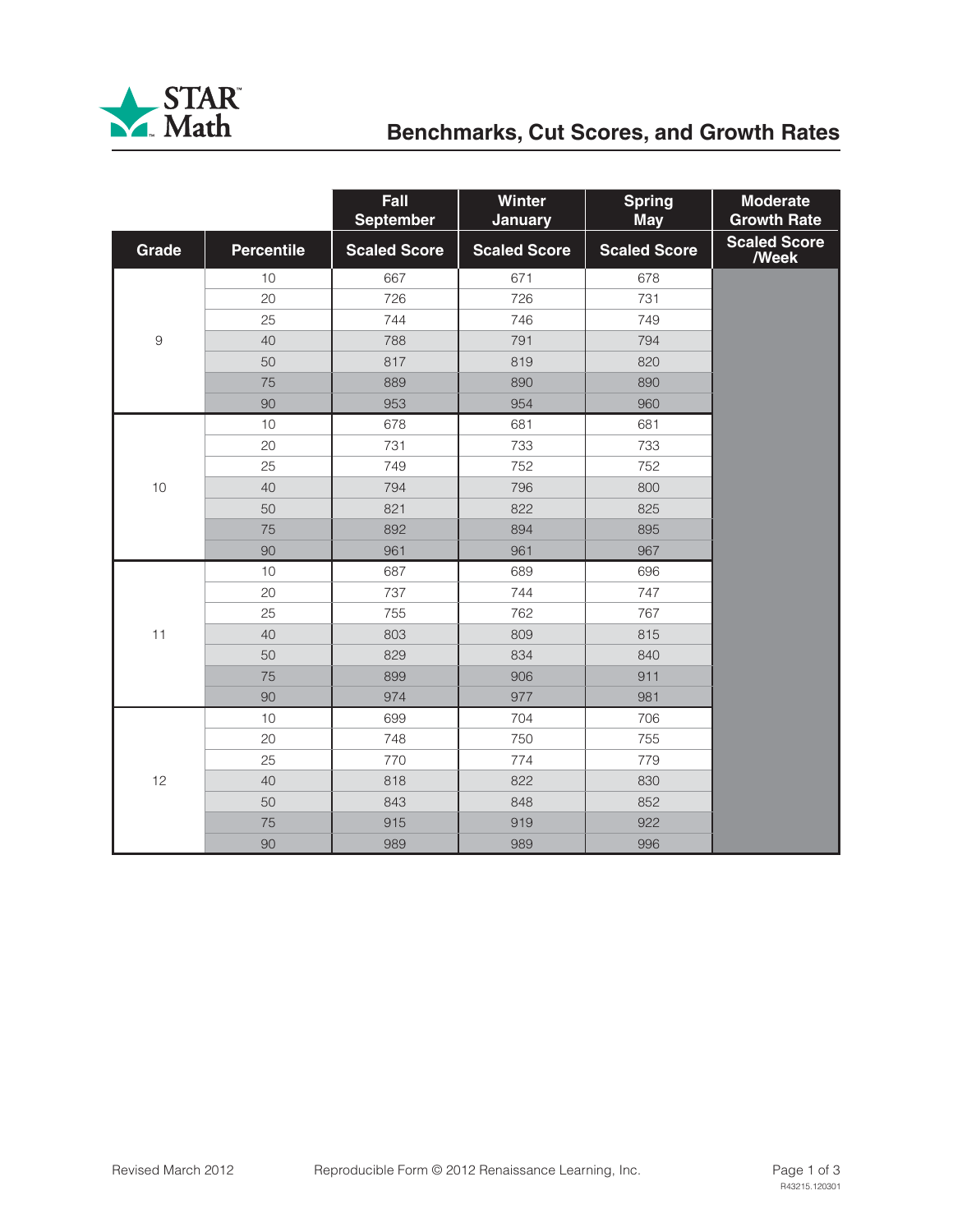STAR Math

# Benchmarks, Cut Scores, and Growth Rates

| | | Fall September | Winter January | Spring May | Moderate Growth Rate |
|---|---|---|---|---|---|
| Grade | Percentile | Scaled Score | Scaled Score | Scaled Score | Scaled Score /Week |
| 9 | 10 | 667 | 671 | 678 | |
| | 20 | 726 | 726 | 731 | |
| | 25 | 744 | 746 | 749 | |
| | 40 | 788 | 791 | 794 | |
| | 50 | 817 | 819 | 820 | |
| | 75 | 889 | 890 | 890 | |
| | 90 | 953 | 954 | 960 | |
| 10 | 10 | 678 | 681 | 681 | |
| | 20 | 731 | 733 | 733 | |
| | 25 | 749 | 752 | 752 | |
| | 40 | 794 | 796 | 800 | |
| | 50 | 821 | 822 | 825 | |
| | 75 | 892 | 894 | 895 | |
| | 90 | 961 | 961 | 967 | |
| 11 | 10 | 687 | 689 | 696 | |
| | 20 | 737 | 744 | 747 | |
| | 25 | 755 | 762 | 767 | |
| | 40 | 803 | 809 | 815 | |
| | 50 | 829 | 834 | 840 | |
| | 75 | 899 | 906 | 911 | |
| | 90 | 974 | 977 | 981 | |
| 12 | 10 | 699 | 704 | 706 | |
| | 20 | 748 | 750 | 755 | |
| | 25 | 770 | 774 | 779 | |
| | 40 | 818 | 822 | 830 | |
| | 50 | 843 | 848 | 852 | |
| | 75 | 915 | 919 | 922 | |
| | 90 | 989 | 989 | 996 | |

Revised March 2012

Reproducible Form © 2012 Renaissance Learning, Inc.

R43215.120301